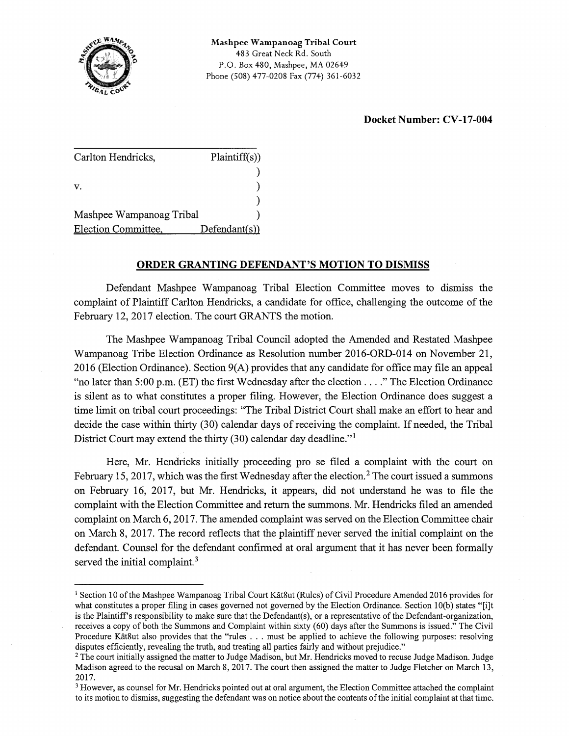**Mashpee Wampanoag Tribal Court**
483 Great Neck Rd. South
P.O. Box 480, Mashpee, MA 02649
Phone (508) 477-0208 Fax (774) 361-6032

**Docket Number: CV-17-004**

Carlton Hendricks, Plaintiff(s))
)
v. )
)
Mashpee Wampanoag Tribal )
Election Committee, Defendant(s))

## ORDER GRANTING DEFENDANT'S MOTION TO DISMISS

Defendant Mashpee Wampanoag Tribal Election Committee moves to dismiss the complaint of Plaintiff Carlton Hendricks, a candidate for office, challenging the outcome of the February 12, 2017 election. The court GRANTS the motion.

The Mashpee Wampanoag Tribal Council adopted the Amended and Restated Mashpee Wampanoag Tribe Election Ordinance as Resolution number 2016-ORD-014 on November 21, 2016 (Election Ordinance). Section 9(A) provides that any candidate for office may file an appeal "no later than 5:00 p.m. (ET) the first Wednesday after the election . . . ." The Election Ordinance is silent as to what constitutes a proper filing. However, the Election Ordinance does suggest a time limit on tribal court proceedings: "The Tribal District Court shall make an effort to hear and decide the case within thirty (30) calendar days of receiving the complaint. If needed, the Tribal District Court may extend the thirty (30) calendar day deadline."[1]

Here, Mr. Hendricks initially proceeding pro se filed a complaint with the court on February 15, 2017, which was the first Wednesday after the election.[2] The court issued a summons on February 16, 2017, but Mr. Hendricks, it appears, did not understand he was to file the complaint with the Election Committee and return the summons. Mr. Hendricks filed an amended complaint on March 6, 2017. The amended complaint was served on the Election Committee chair on March 8, 2017. The record reflects that the plaintiff never served the initial complaint on the defendant. Counsel for the defendant confirmed at oral argument that it has never been formally served the initial complaint.[3]

---

[1] Section 10 of the Mashpee Wampanoag Tribal Court Kât8ut (Rules) of Civil Procedure Amended 2016 provides for what constitutes a proper filing in cases governed not governed by the Election Ordinance. Section 10(b) states "[i]t is the Plaintiff's responsibility to make sure that the Defendant(s), or a representative of the Defendant-organization, receives a copy of both the Summons and Complaint within sixty (60) days after the Summons is issued." The Civil Procedure Kât8ut also provides that the "rules . . . must be applied to achieve the following purposes: resolving disputes efficiently, revealing the truth, and treating all parties fairly and without prejudice."

[2] The court initially assigned the matter to Judge Madison, but Mr. Hendricks moved to recuse Judge Madison. Judge Madison agreed to the recusal on March 8, 2017. The court then assigned the matter to Judge Fletcher on March 13, 2017.

[3] However, as counsel for Mr. Hendricks pointed out at oral argument, the Election Committee attached the complaint to its motion to dismiss, suggesting the defendant was on notice about the contents of the initial complaint at that time.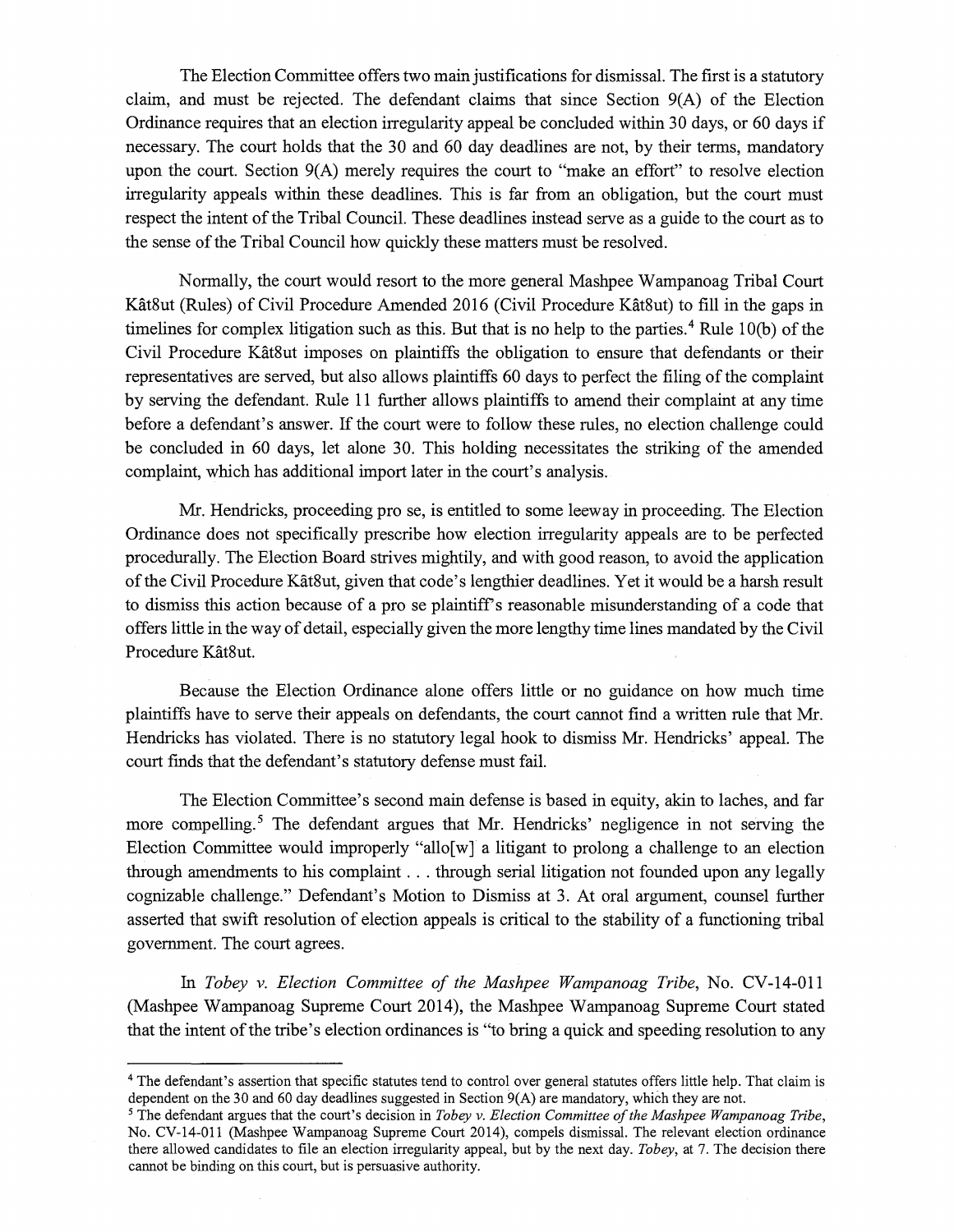The Election Committee offers two main justifications for dismissal. The first is a statutory claim, and must be rejected. The defendant claims that since Section 9(A) of the Election Ordinance requires that an election irregularity appeal be concluded within 30 days, or 60 days if necessary. The court holds that the 30 and 60 day deadlines are not, by their terms, mandatory upon the court. Section 9(A) merely requires the court to "make an effort" to resolve election irregularity appeals within these deadlines. This is far from an obligation, but the court must respect the intent of the Tribal Council. These deadlines instead serve as a guide to the court as to the sense of the Tribal Council how quickly these matters must be resolved.

Normally, the court would resort to the more general Mashpee Wampanoag Tribal Court Kât8ut (Rules) of Civil Procedure Amended 2016 (Civil Procedure Kât8ut) to fill in the gaps in timelines for complex litigation such as this. But that is no help to the parties.[4] Rule 10(b) of the Civil Procedure Kât8ut imposes on plaintiffs the obligation to ensure that defendants or their representatives are served, but also allows plaintiffs 60 days to perfect the filing of the complaint by serving the defendant. Rule 11 further allows plaintiffs to amend their complaint at any time before a defendant's answer. If the court were to follow these rules, no election challenge could be concluded in 60 days, let alone 30. This holding necessitates the striking of the amended complaint, which has additional import later in the court's analysis.

Mr. Hendricks, proceeding pro se, is entitled to some leeway in proceeding. The Election Ordinance does not specifically prescribe how election irregularity appeals are to be perfected procedurally. The Election Board strives mightily, and with good reason, to avoid the application of the Civil Procedure Kât8ut, given that code's lengthier deadlines. Yet it would be a harsh result to dismiss this action because of a pro se plaintiff's reasonable misunderstanding of a code that offers little in the way of detail, especially given the more lengthy time lines mandated by the Civil Procedure Kât8ut.

Because the Election Ordinance alone offers little or no guidance on how much time plaintiffs have to serve their appeals on defendants, the court cannot find a written rule that Mr. Hendricks has violated. There is no statutory legal hook to dismiss Mr. Hendricks' appeal. The court finds that the defendant's statutory defense must fail.

The Election Committee's second main defense is based in equity, akin to laches, and far more compelling.[5] The defendant argues that Mr. Hendricks' negligence in not serving the Election Committee would improperly "allo[w] a litigant to prolong a challenge to an election through amendments to his complaint . . . through serial litigation not founded upon any legally cognizable challenge." Defendant's Motion to Dismiss at 3. At oral argument, counsel further asserted that swift resolution of election appeals is critical to the stability of a functioning tribal government. The court agrees.

In *Tobey v. Election Committee of the Mashpee Wampanoag Tribe*, No. CV-14-011 (Mashpee Wampanoag Supreme Court 2014), the Mashpee Wampanoag Supreme Court stated that the intent of the tribe's election ordinances is "to bring a quick and speeding resolution to any

---

[4] The defendant's assertion that specific statutes tend to control over general statutes offers little help. That claim is dependent on the 30 and 60 day deadlines suggested in Section 9(A) are mandatory, which they are not.

[5] The defendant argues that the court's decision in *Tobey v. Election Committee of the Mashpee Wampanoag Tribe*, No. CV-14-011 (Mashpee Wampanoag Supreme Court 2014), compels dismissal. The relevant election ordinance there allowed candidates to file an election irregularity appeal, but by the next day. *Tobey*, at 7. The decision there cannot be binding on this court, but is persuasive authority.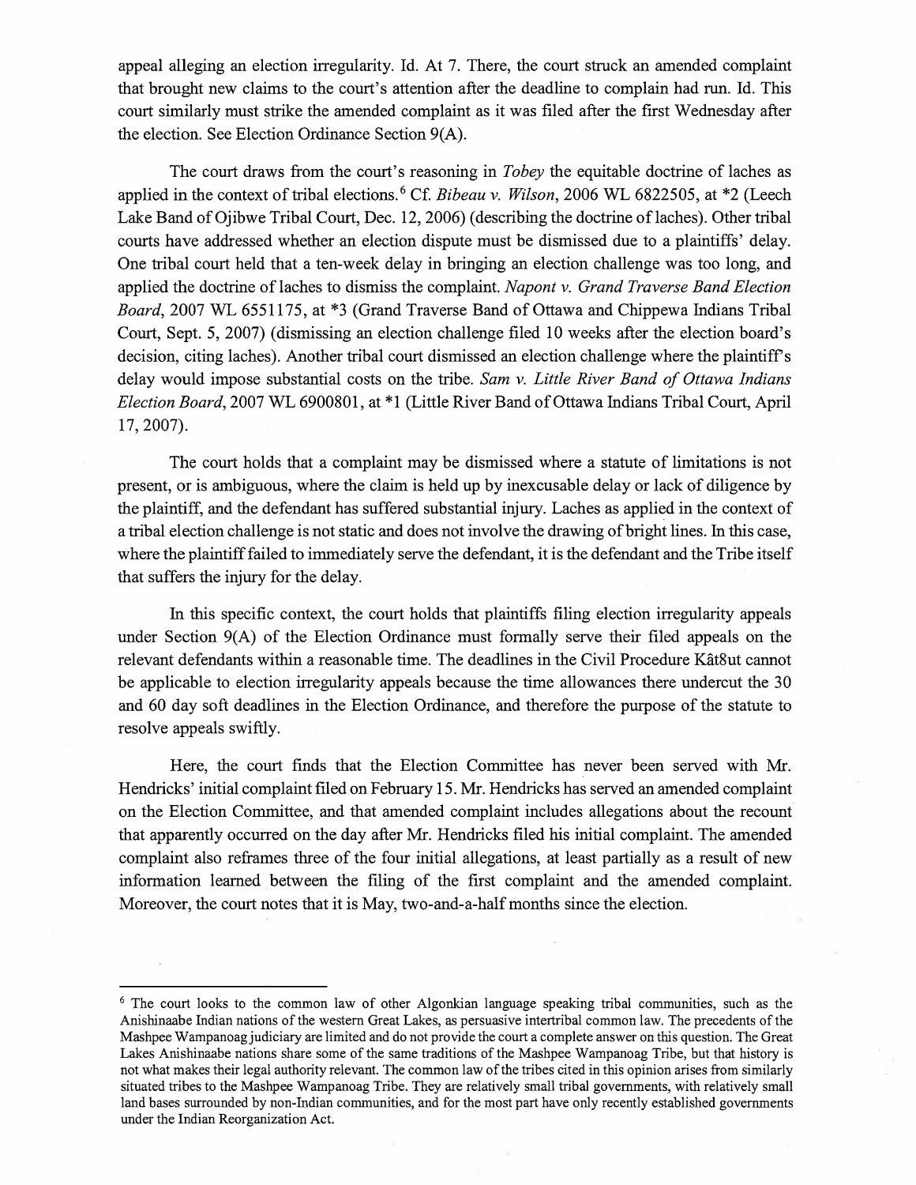appeal alleging an election irregularity. Id. At 7. There, the court struck an amended complaint that brought new claims to the court's attention after the deadline to complain had run. Id. This court similarly must strike the amended complaint as it was filed after the first Wednesday after the election. See Election Ordinance Section 9(A).

The court draws from the court's reasoning in *Tobey* the equitable doctrine of laches as applied in the context of tribal elections.[6] Cf. *Bibeau v. Wilson*, 2006 WL 6822505, at *2 (Leech Lake Band of Ojibwe Tribal Court, Dec. 12, 2006) (describing the doctrine of laches). Other tribal courts have addressed whether an election dispute must be dismissed due to a plaintiffs' delay. One tribal court held that a ten-week delay in bringing an election challenge was too long, and applied the doctrine of laches to dismiss the complaint. *Napont v. Grand Traverse Band Election Board*, 2007 WL 6551175, at *3 (Grand Traverse Band of Ottawa and Chippewa Indians Tribal Court, Sept. 5, 2007) (dismissing an election challenge filed 10 weeks after the election board's decision, citing laches). Another tribal court dismissed an election challenge where the plaintiff's delay would impose substantial costs on the tribe. *Sam v. Little River Band of Ottawa Indians Election Board*, 2007 WL 6900801, at *1 (Little River Band of Ottawa Indians Tribal Court, April 17, 2007).

The court holds that a complaint may be dismissed where a statute of limitations is not present, or is ambiguous, where the claim is held up by inexcusable delay or lack of diligence by the plaintiff, and the defendant has suffered substantial injury. Laches as applied in the context of a tribal election challenge is not static and does not involve the drawing of bright lines. In this case, where the plaintiff failed to immediately serve the defendant, it is the defendant and the Tribe itself that suffers the injury for the delay.

In this specific context, the court holds that plaintiffs filing election irregularity appeals under Section 9(A) of the Election Ordinance must formally serve their filed appeals on the relevant defendants within a reasonable time. The deadlines in the Civil Procedure Kât8ut cannot be applicable to election irregularity appeals because the time allowances there undercut the 30 and 60 day soft deadlines in the Election Ordinance, and therefore the purpose of the statute to resolve appeals swiftly.

Here, the court finds that the Election Committee has never been served with Mr. Hendricks' initial complaint filed on February 15. Mr. Hendricks has served an amended complaint on the Election Committee, and that amended complaint includes allegations about the recount that apparently occurred on the day after Mr. Hendricks filed his initial complaint. The amended complaint also reframes three of the four initial allegations, at least partially as a result of new information learned between the filing of the first complaint and the amended complaint. Moreover, the court notes that it is May, two-and-a-half months since the election.

---

[6] The court looks to the common law of other Algonkian language speaking tribal communities, such as the Anishinaabe Indian nations of the western Great Lakes, as persuasive intertribal common law. The precedents of the Mashpee Wampanoag judiciary are limited and do not provide the court a complete answer on this question. The Great Lakes Anishinaabe nations share some of the same traditions of the Mashpee Wampanoag Tribe, but that history is not what makes their legal authority relevant. The common law of the tribes cited in this opinion arises from similarly situated tribes to the Mashpee Wampanoag Tribe. They are relatively small tribal governments, with relatively small land bases surrounded by non-Indian communities, and for the most part have only recently established governments under the Indian Reorganization Act.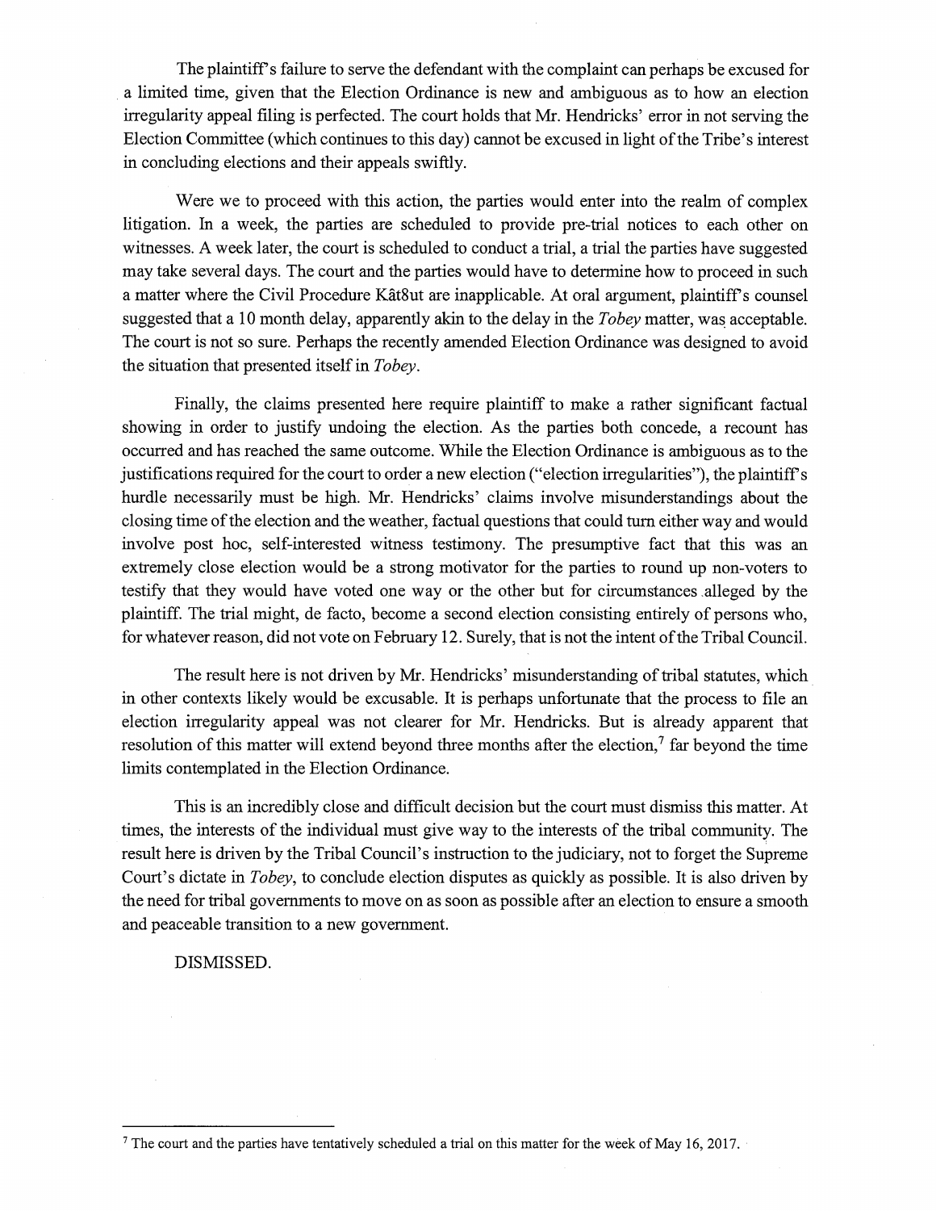The plaintiff's failure to serve the defendant with the complaint can perhaps be excused for a limited time, given that the Election Ordinance is new and ambiguous as to how an election irregularity appeal filing is perfected. The court holds that Mr. Hendricks' error in not serving the Election Committee (which continues to this day) cannot be excused in light of the Tribe's interest in concluding elections and their appeals swiftly.

Were we to proceed with this action, the parties would enter into the realm of complex litigation. In a week, the parties are scheduled to provide pre-trial notices to each other on witnesses. A week later, the court is scheduled to conduct a trial, a trial the parties have suggested may take several days. The court and the parties would have to determine how to proceed in such a matter where the Civil Procedure Kât8ut are inapplicable. At oral argument, plaintiff's counsel suggested that a 10 month delay, apparently akin to the delay in the *Tobey* matter, was acceptable. The court is not so sure. Perhaps the recently amended Election Ordinance was designed to avoid the situation that presented itself in *Tobey*.

Finally, the claims presented here require plaintiff to make a rather significant factual showing in order to justify undoing the election. As the parties both concede, a recount has occurred and has reached the same outcome. While the Election Ordinance is ambiguous as to the justifications required for the court to order a new election ("election irregularities"), the plaintiff's hurdle necessarily must be high. Mr. Hendricks' claims involve misunderstandings about the closing time of the election and the weather, factual questions that could turn either way and would involve post hoc, self-interested witness testimony. The presumptive fact that this was an extremely close election would be a strong motivator for the parties to round up non-voters to testify that they would have voted one way or the other but for circumstances alleged by the plaintiff. The trial might, de facto, become a second election consisting entirely of persons who, for whatever reason, did not vote on February 12. Surely, that is not the intent of the Tribal Council.

The result here is not driven by Mr. Hendricks' misunderstanding of tribal statutes, which in other contexts likely would be excusable. It is perhaps unfortunate that the process to file an election irregularity appeal was not clearer for Mr. Hendricks. But is already apparent that resolution of this matter will extend beyond three months after the election,[7] far beyond the time limits contemplated in the Election Ordinance.

This is an incredibly close and difficult decision but the court must dismiss this matter. At times, the interests of the individual must give way to the interests of the tribal community. The result here is driven by the Tribal Council's instruction to the judiciary, not to forget the Supreme Court's dictate in *Tobey*, to conclude election disputes as quickly as possible. It is also driven by the need for tribal governments to move on as soon as possible after an election to ensure a smooth and peaceable transition to a new government.

DISMISSED.

---

[7] The court and the parties have tentatively scheduled a trial on this matter for the week of May 16, 2017.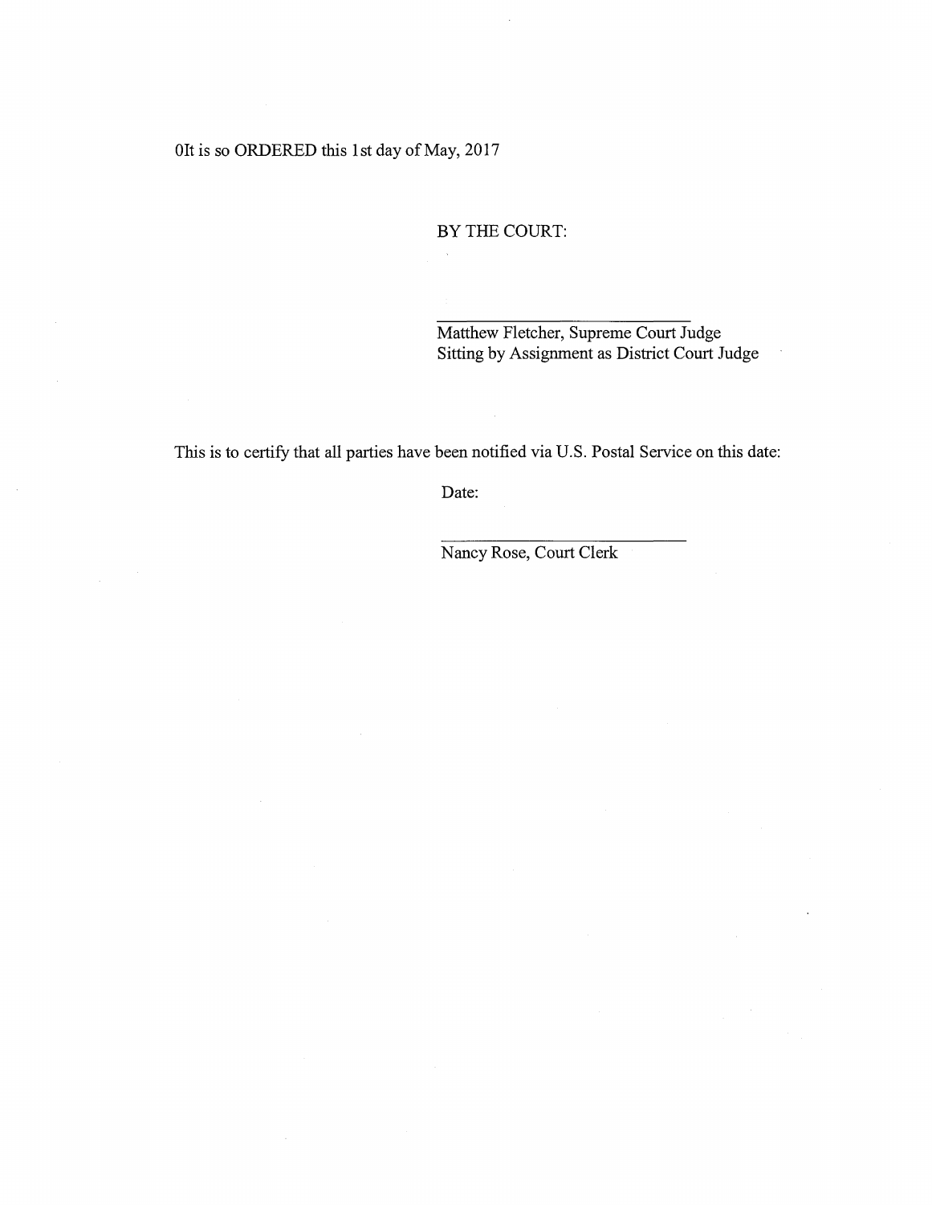0It is so ORDERED this 1st day of May, 2017

BY THE COURT:

\_\_\_\_\_\_\_\_\_\_\_\_\_\_\_\_\_\_\_\_\_\_\_\_\_\_\_\_\_\_

Matthew Fletcher, Supreme Court Judge
Sitting by Assignment as District Court Judge

This is to certify that all parties have been notified via U.S. Postal Service on this date:

Date:

\_\_\_\_\_\_\_\_\_\_\_\_\_\_\_\_\_\_\_\_\_\_\_\_\_\_\_\_\_\_

Nancy Rose, Court Clerk